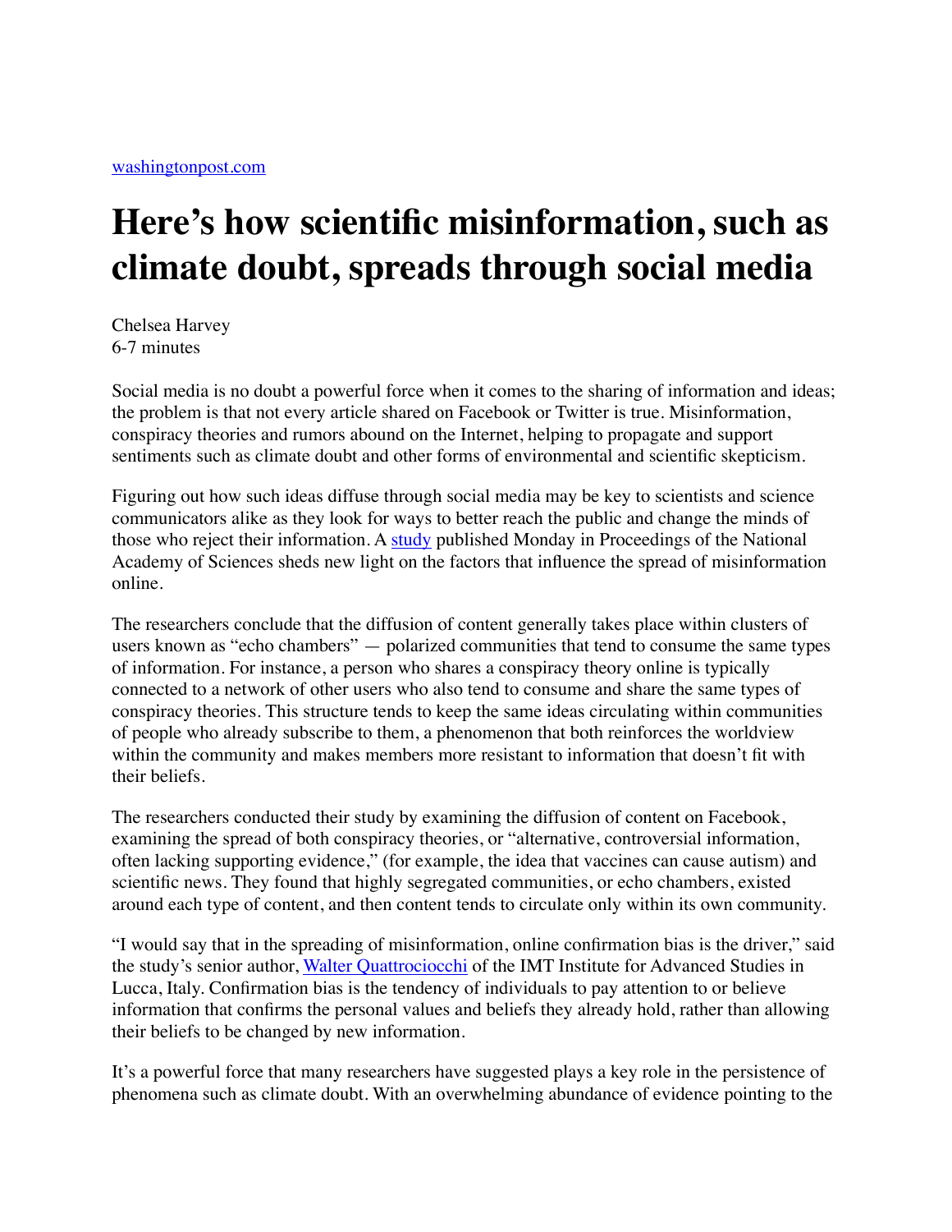washingtonpost.com

# Here's how scientific misinformation, such as climate doubt, spreads through social media

Chelsea Harvey
6-7 minutes

Social media is no doubt a powerful force when it comes to the sharing of information and ideas; the problem is that not every article shared on Facebook or Twitter is true. Misinformation, conspiracy theories and rumors abound on the Internet, helping to propagate and support sentiments such as climate doubt and other forms of environmental and scientific skepticism.

Figuring out how such ideas diffuse through social media may be key to scientists and science communicators alike as they look for ways to better reach the public and change the minds of those who reject their information. A study published Monday in Proceedings of the National Academy of Sciences sheds new light on the factors that influence the spread of misinformation online.

The researchers conclude that the diffusion of content generally takes place within clusters of users known as "echo chambers" — polarized communities that tend to consume the same types of information. For instance, a person who shares a conspiracy theory online is typically connected to a network of other users who also tend to consume and share the same types of conspiracy theories. This structure tends to keep the same ideas circulating within communities of people who already subscribe to them, a phenomenon that both reinforces the worldview within the community and makes members more resistant to information that doesn't fit with their beliefs.

The researchers conducted their study by examining the diffusion of content on Facebook, examining the spread of both conspiracy theories, or "alternative, controversial information, often lacking supporting evidence," (for example, the idea that vaccines can cause autism) and scientific news. They found that highly segregated communities, or echo chambers, existed around each type of content, and then content tends to circulate only within its own community.

"I would say that in the spreading of misinformation, online confirmation bias is the driver," said the study's senior author, Walter Quattrociocchi of the IMT Institute for Advanced Studies in Lucca, Italy. Confirmation bias is the tendency of individuals to pay attention to or believe information that confirms the personal values and beliefs they already hold, rather than allowing their beliefs to be changed by new information.

It's a powerful force that many researchers have suggested plays a key role in the persistence of phenomena such as climate doubt. With an overwhelming abundance of evidence pointing to the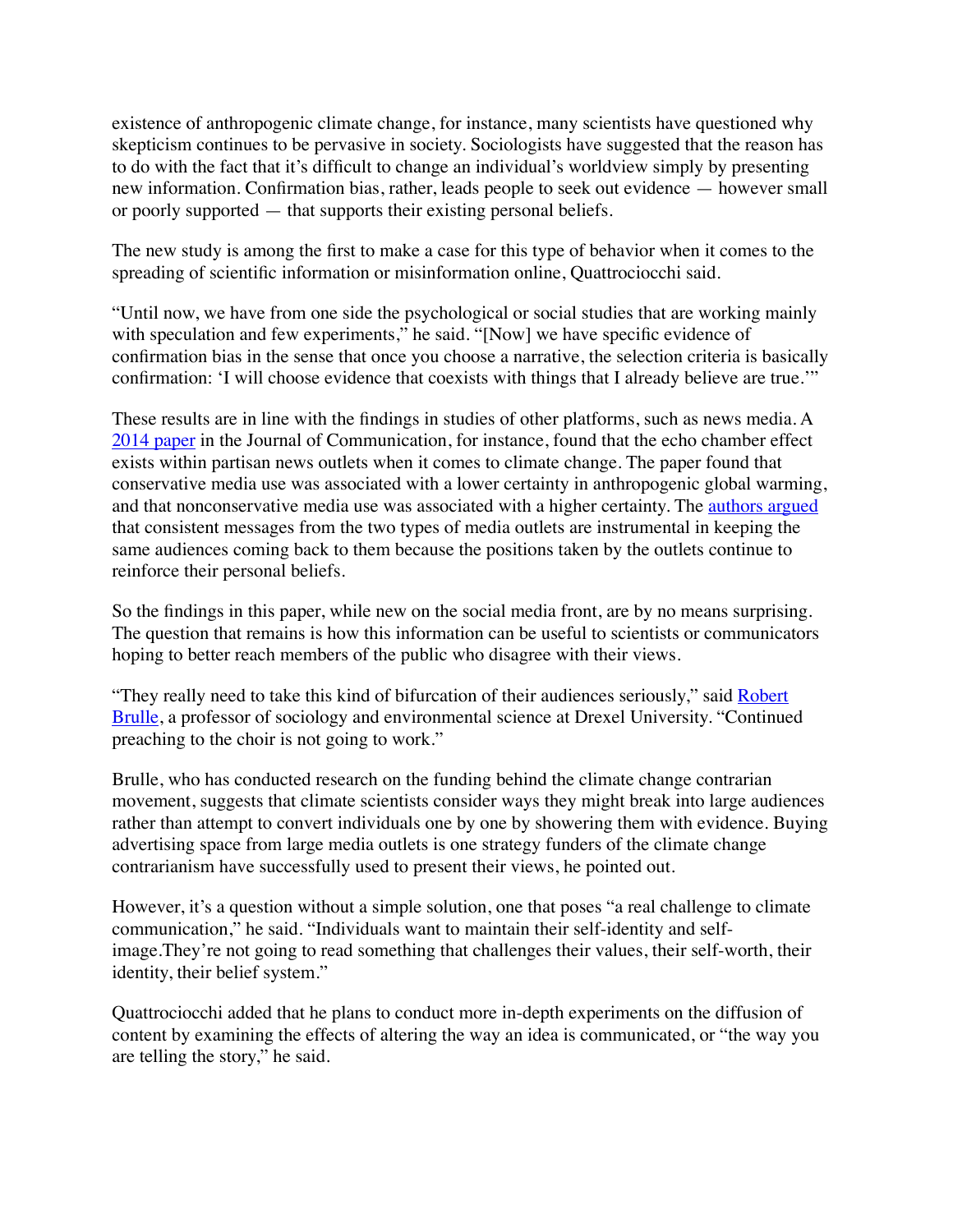existence of anthropogenic climate change, for instance, many scientists have questioned why skepticism continues to be pervasive in society. Sociologists have suggested that the reason has to do with the fact that it's difficult to change an individual's worldview simply by presenting new information. Confirmation bias, rather, leads people to seek out evidence — however small or poorly supported — that supports their existing personal beliefs.

The new study is among the first to make a case for this type of behavior when it comes to the spreading of scientific information or misinformation online, Quattrociocchi said.

"Until now, we have from one side the psychological or social studies that are working mainly with speculation and few experiments," he said. "[Now] we have specific evidence of confirmation bias in the sense that once you choose a narrative, the selection criteria is basically confirmation: 'I will choose evidence that coexists with things that I already believe are true.'"

These results are in line with the findings in studies of other platforms, such as news media. A [2014 paper](#) in the Journal of Communication, for instance, found that the echo chamber effect exists within partisan news outlets when it comes to climate change. The paper found that conservative media use was associated with a lower certainty in anthropogenic global warming, and that nonconservative media use was associated with a higher certainty. The [authors argued](#) that consistent messages from the two types of media outlets are instrumental in keeping the same audiences coming back to them because the positions taken by the outlets continue to reinforce their personal beliefs.

So the findings in this paper, while new on the social media front, are by no means surprising. The question that remains is how this information can be useful to scientists or communicators hoping to better reach members of the public who disagree with their views.

"They really need to take this kind of bifurcation of their audiences seriously," said [Robert Brulle](#), a professor of sociology and environmental science at Drexel University. "Continued preaching to the choir is not going to work."

Brulle, who has conducted research on the funding behind the climate change contrarian movement, suggests that climate scientists consider ways they might break into large audiences rather than attempt to convert individuals one by one by showering them with evidence. Buying advertising space from large media outlets is one strategy funders of the climate change contrarianism have successfully used to present their views, he pointed out.

However, it's a question without a simple solution, one that poses "a real challenge to climate communication," he said. "Individuals want to maintain their self-identity and self-image.They're not going to read something that challenges their values, their self-worth, their identity, their belief system."

Quattrociocchi added that he plans to conduct more in-depth experiments on the diffusion of content by examining the effects of altering the way an idea is communicated, or "the way you are telling the story," he said.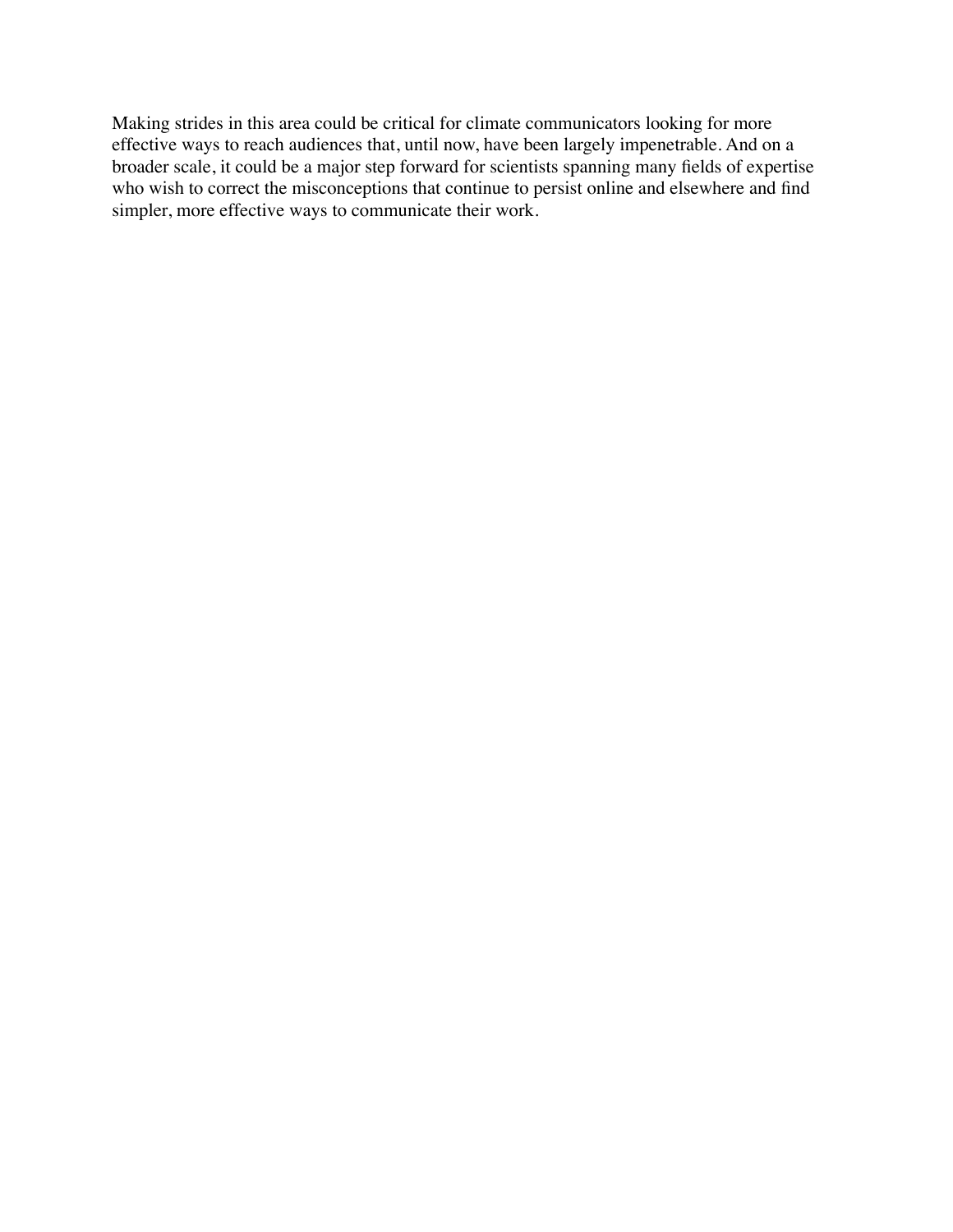Making strides in this area could be critical for climate communicators looking for more effective ways to reach audiences that, until now, have been largely impenetrable. And on a broader scale, it could be a major step forward for scientists spanning many fields of expertise who wish to correct the misconceptions that continue to persist online and elsewhere and find simpler, more effective ways to communicate their work.